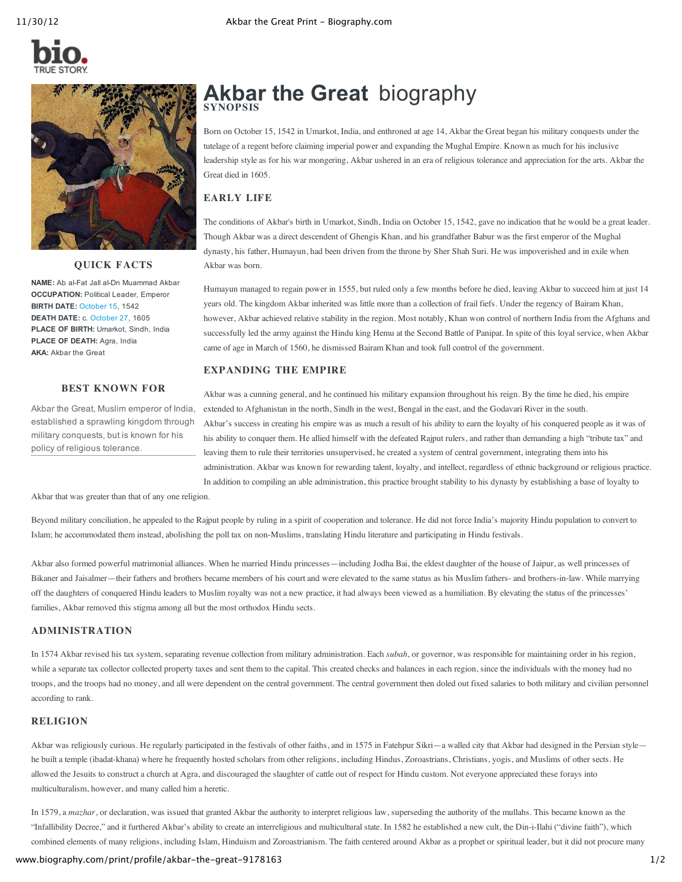# Akbar the Great biography

### SYNOPSIS

Born on October 15, 1542 in Umarkot, India, and enthroned at age 14, Akbar the Great began his military conquests under the tutelage of a regent before claiming imperial power and expanding the Mughal Empire. Known as much for his inclusive leadership style as for his war mongering, Akbar ushered in an era of religious tolerance and appreciation for the arts. Akbar the Great died in 1605.

### QUICK FACTS

**NAME:** Ab al-Fat Jall al-Dn Muammad Akbar
**OCCUPATION:** Political Leader, Emperor
**BIRTH DATE:** October 15, 1542
**DEATH DATE:** c. October 27, 1605
**PLACE OF BIRTH:** Umarkot, Sindh, India
**PLACE OF DEATH:** Agra, India
**AKA:** Akbar the Great

### BEST KNOWN FOR

Akbar the Great, Muslim emperor of India, established a sprawling kingdom through military conquests, but is known for his policy of religious tolerance.

### EARLY LIFE

The conditions of Akbar's birth in Umarkot, Sindh, India on October 15, 1542, gave no indication that he would be a great leader. Though Akbar was a direct descendent of Ghengis Khan, and his grandfather Babur was the first emperor of the Mughal dynasty, his father, Humayun, had been driven from the throne by Sher Shah Suri. He was impoverished and in exile when Akbar was born.

Humayun managed to regain power in 1555, but ruled only a few months before he died, leaving Akbar to succeed him at just 14 years old. The kingdom Akbar inherited was little more than a collection of frail fiefs. Under the regency of Bairam Khan, however, Akbar achieved relative stability in the region. Most notably, Khan won control of northern India from the Afghans and successfully led the army against the Hindu king Hemu at the Second Battle of Panipat. In spite of this loyal service, when Akbar came of age in March of 1560, he dismissed Bairam Khan and took full control of the government.

### EXPANDING THE EMPIRE

Akbar was a cunning general, and he continued his military expansion throughout his reign. By the time he died, his empire extended to Afghanistan in the north, Sindh in the west, Bengal in the east, and the Godavari River in the south. Akbar's success in creating his empire was as much a result of his ability to earn the loyalty of his conquered people as it was of his ability to conquer them. He allied himself with the defeated Rajput rulers, and rather than demanding a high "tribute tax" and leaving them to rule their territories unsupervised, he created a system of central government, integrating them into his administration. Akbar was known for rewarding talent, loyalty, and intellect, regardless of ethnic background or religious practice. In addition to compiling an able administration, this practice brought stability to his dynasty by establishing a base of loyalty to Akbar that was greater than that of any one religion.

Beyond military conciliation, he appealed to the Rajput people by ruling in a spirit of cooperation and tolerance. He did not force India's majority Hindu population to convert to Islam; he accommodated them instead, abolishing the poll tax on non-Muslims, translating Hindu literature and participating in Hindu festivals.

Akbar also formed powerful matrimonial alliances. When he married Hindu princesses—including Jodha Bai, the eldest daughter of the house of Jaipur, as well princesses of Bikaner and Jaisalmer—their fathers and brothers became members of his court and were elevated to the same status as his Muslim fathers- and brothers-in-law. While marrying off the daughters of conquered Hindu leaders to Muslim royalty was not a new practice, it had always been viewed as a humiliation. By elevating the status of the princesses' families, Akbar removed this stigma among all but the most orthodox Hindu sects.

### ADMINISTRATION

In 1574 Akbar revised his tax system, separating revenue collection from military administration. Each *subah*, or governor, was responsible for maintaining order in his region, while a separate tax collector collected property taxes and sent them to the capital. This created checks and balances in each region, since the individuals with the money had no troops, and the troops had no money, and all were dependent on the central government. The central government then doled out fixed salaries to both military and civilian personnel according to rank.

### RELIGION

Akbar was religiously curious. He regularly participated in the festivals of other faiths, and in 1575 in Fatehpur Sikri—a walled city that Akbar had designed in the Persian style—he built a temple (ibadat-khana) where he frequently hosted scholars from other religions, including Hindus, Zoroastrians, Christians, yogis, and Muslims of other sects. He allowed the Jesuits to construct a church at Agra, and discouraged the slaughter of cattle out of respect for Hindu custom. Not everyone appreciated these forays into multiculturalism, however, and many called him a heretic.

In 1579, a *mazhar*, or declaration, was issued that granted Akbar the authority to interpret religious law, superseding the authority of the mullahs. This became known as the "Infallibility Decree," and it furthered Akbar's ability to create an interreligious and multicultural state. In 1582 he established a new cult, the Din-i-Ilahi ("divine faith"), which combined elements of many religions, including Islam, Hinduism and Zoroastrianism. The faith centered around Akbar as a prophet or spiritual leader, but it did not procure many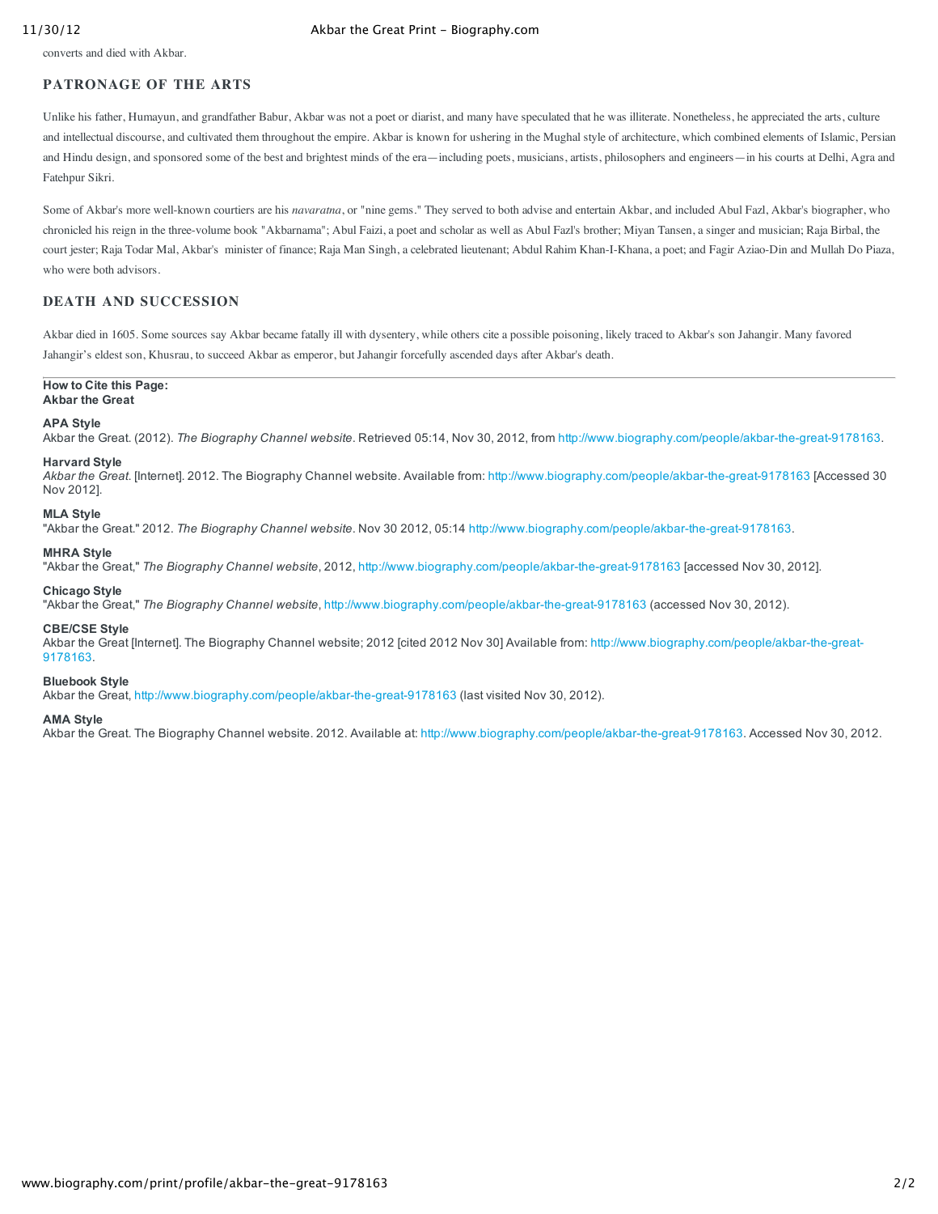converts and died with Akbar.

## PATRONAGE OF THE ARTS

Unlike his father, Humayun, and grandfather Babur, Akbar was not a poet or diarist, and many have speculated that he was illiterate. Nonetheless, he appreciated the arts, culture and intellectual discourse, and cultivated them throughout the empire. Akbar is known for ushering in the Mughal style of architecture, which combined elements of Islamic, Persian and Hindu design, and sponsored some of the best and brightest minds of the era—including poets, musicians, artists, philosophers and engineers—in his courts at Delhi, Agra and Fatehpur Sikri.

Some of Akbar's more well-known courtiers are his *navaratna*, or "nine gems." They served to both advise and entertain Akbar, and included Abul Fazl, Akbar's biographer, who chronicled his reign in the three-volume book "Akbarnama"; Abul Faizi, a poet and scholar as well as Abul Fazl's brother; Miyan Tansen, a singer and musician; Raja Birbal, the court jester; Raja Todar Mal, Akbar's minister of finance; Raja Man Singh, a celebrated lieutenant; Abdul Rahim Khan-I-Khana, a poet; and Fagir Aziao-Din and Mullah Do Piaza, who were both advisors.

## DEATH AND SUCCESSION

Akbar died in 1605. Some sources say Akbar became fatally ill with dysentery, while others cite a possible poisoning, likely traced to Akbar's son Jahangir. Many favored Jahangir's eldest son, Khusrau, to succeed Akbar as emperor, but Jahangir forcefully ascended days after Akbar's death.

---

**How to Cite this Page:**
**Akbar the Great**

**APA Style**
Akbar the Great. (2012). *The Biography Channel website*. Retrieved 05:14, Nov 30, 2012, from http://www.biography.com/people/akbar-the-great-9178163.

**Harvard Style**
*Akbar the Great*. [Internet]. 2012. The Biography Channel website. Available from: http://www.biography.com/people/akbar-the-great-9178163 [Accessed 30 Nov 2012].

**MLA Style**
"Akbar the Great." 2012. *The Biography Channel website*. Nov 30 2012, 05:14 http://www.biography.com/people/akbar-the-great-9178163.

**MHRA Style**
"Akbar the Great," *The Biography Channel website*, 2012, http://www.biography.com/people/akbar-the-great-9178163 [accessed Nov 30, 2012].

**Chicago Style**
"Akbar the Great," *The Biography Channel website*, http://www.biography.com/people/akbar-the-great-9178163 (accessed Nov 30, 2012).

**CBE/CSE Style**
Akbar the Great [Internet]. The Biography Channel website; 2012 [cited 2012 Nov 30] Available from: http://www.biography.com/people/akbar-the-great-9178163.

**Bluebook Style**
Akbar the Great, http://www.biography.com/people/akbar-the-great-9178163 (last visited Nov 30, 2012).

**AMA Style**
Akbar the Great. The Biography Channel website. 2012. Available at: http://www.biography.com/people/akbar-the-great-9178163. Accessed Nov 30, 2012.